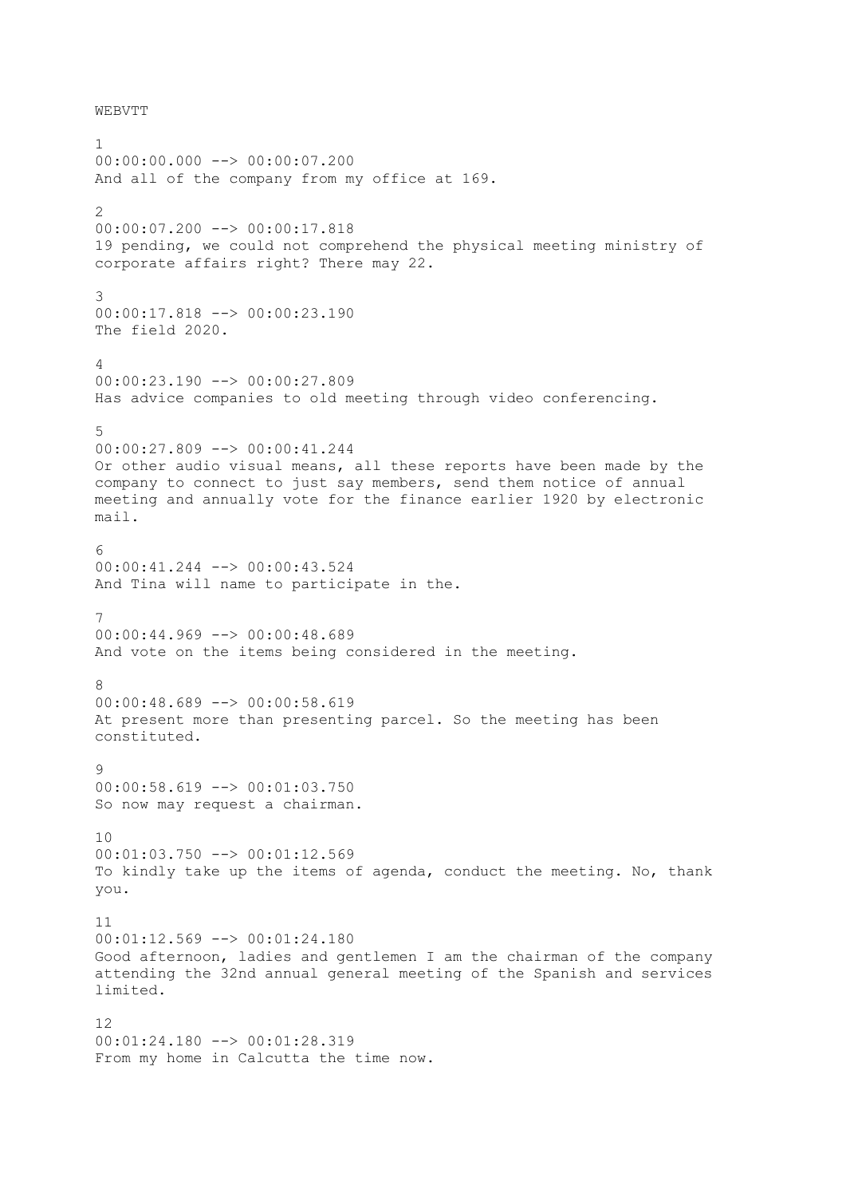WEBVTT

1
00:00:00.000 --> 00:00:07.200
And all of the company from my office at 169.

2
00:00:07.200 --> 00:00:17.818
19 pending, we could not comprehend the physical meeting ministry of corporate affairs right? There may 22.

3
00:00:17.818 --> 00:00:23.190
The field 2020.

4
00:00:23.190 --> 00:00:27.809
Has advice companies to old meeting through video conferencing.

5
00:00:27.809 --> 00:00:41.244
Or other audio visual means, all these reports have been made by the company to connect to just say members, send them notice of annual meeting and annually vote for the finance earlier 1920 by electronic mail.

6
00:00:41.244 --> 00:00:43.524
And Tina will name to participate in the.

7
00:00:44.969 --> 00:00:48.689
And vote on the items being considered in the meeting.

8
00:00:48.689 --> 00:00:58.619
At present more than presenting parcel. So the meeting has been constituted.

9
00:00:58.619 --> 00:01:03.750
So now may request a chairman.

10
00:01:03.750 --> 00:01:12.569
To kindly take up the items of agenda, conduct the meeting. No, thank you.

11
00:01:12.569 --> 00:01:24.180
Good afternoon, ladies and gentlemen I am the chairman of the company attending the 32nd annual general meeting of the Spanish and services limited.

12
00:01:24.180 --> 00:01:28.319
From my home in Calcutta the time now.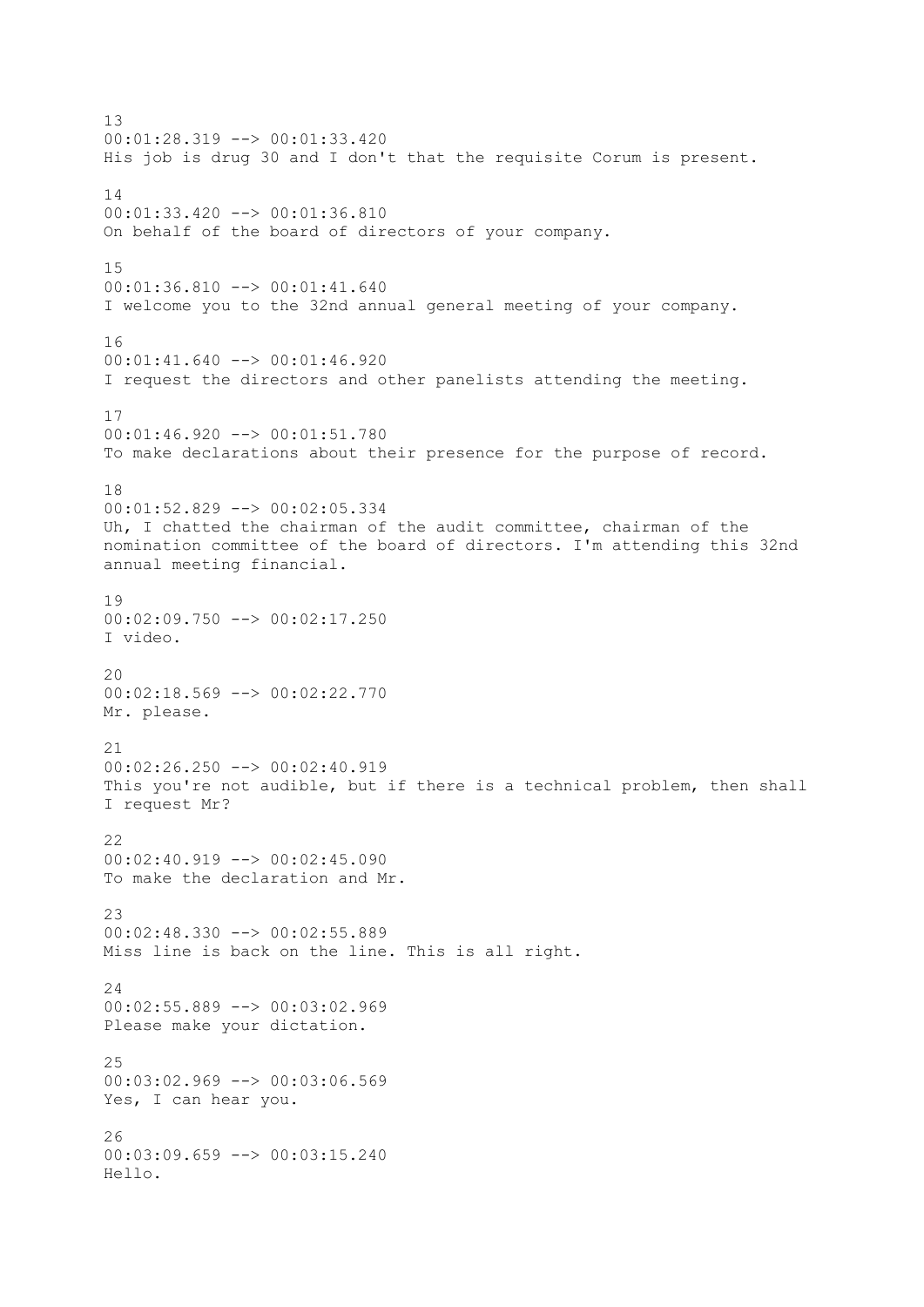13
00:01:28.319 --> 00:01:33.420
His job is drug 30 and I don't that the requisite Corum is present.

14
00:01:33.420 --> 00:01:36.810
On behalf of the board of directors of your company.

15
00:01:36.810 --> 00:01:41.640
I welcome you to the 32nd annual general meeting of your company.

16
00:01:41.640 --> 00:01:46.920
I request the directors and other panelists attending the meeting.

17
00:01:46.920 --> 00:01:51.780
To make declarations about their presence for the purpose of record.

18
00:01:52.829 --> 00:02:05.334
Uh, I chatted the chairman of the audit committee, chairman of the nomination committee of the board of directors. I'm attending this 32nd annual meeting financial.

19
00:02:09.750 --> 00:02:17.250
I video.

20
00:02:18.569 --> 00:02:22.770
Mr. please.

21
00:02:26.250 --> 00:02:40.919
This you're not audible, but if there is a technical problem, then shall I request Mr?

22
00:02:40.919 --> 00:02:45.090
To make the declaration and Mr.

23
00:02:48.330 --> 00:02:55.889
Miss line is back on the line. This is all right.

24
00:02:55.889 --> 00:03:02.969
Please make your dictation.

25
00:03:02.969 --> 00:03:06.569
Yes, I can hear you.

26
00:03:09.659 --> 00:03:15.240
Hello.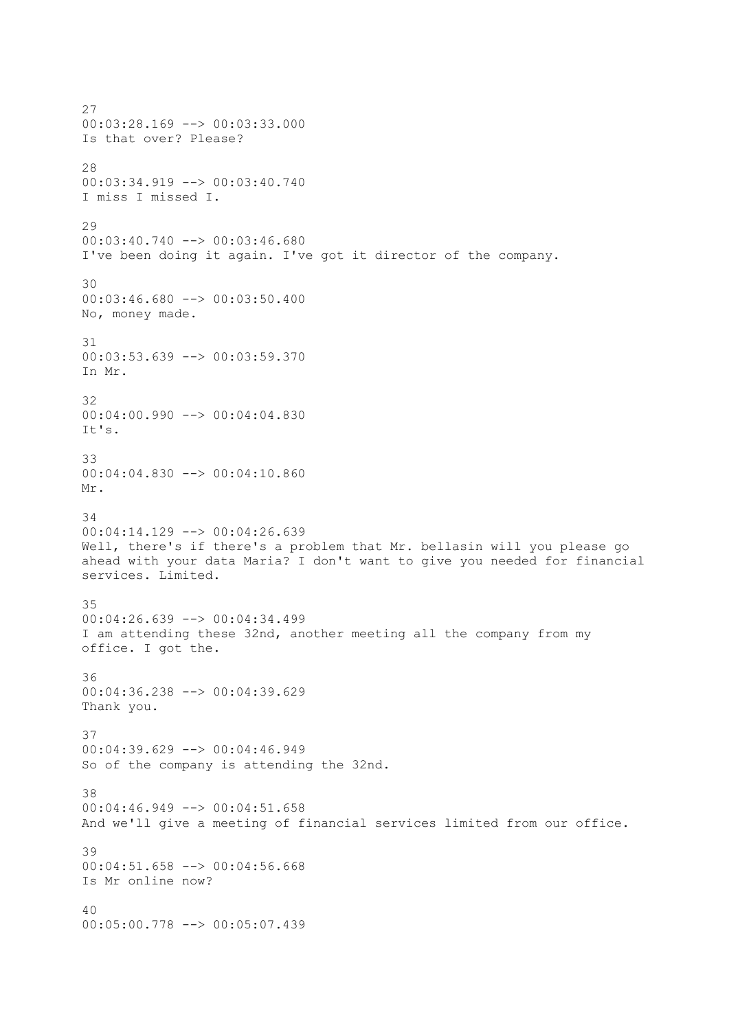27
00:03:28.169 --> 00:03:33.000
Is that over? Please?

28
00:03:34.919 --> 00:03:40.740
I miss I missed I.

29
00:03:40.740 --> 00:03:46.680
I've been doing it again. I've got it director of the company.

30
00:03:46.680 --> 00:03:50.400
No, money made.

31
00:03:53.639 --> 00:03:59.370
In Mr.

32
00:04:00.990 --> 00:04:04.830
It's.

33
00:04:04.830 --> 00:04:10.860
Mr.

34
00:04:14.129 --> 00:04:26.639
Well, there's if there's a problem that Mr. bellasin will you please go ahead with your data Maria? I don't want to give you needed for financial services. Limited.

35
00:04:26.639 --> 00:04:34.499
I am attending these 32nd, another meeting all the company from my office. I got the.

36
00:04:36.238 --> 00:04:39.629
Thank you.

37
00:04:39.629 --> 00:04:46.949
So of the company is attending the 32nd.

38
00:04:46.949 --> 00:04:51.658
And we'll give a meeting of financial services limited from our office.

39
00:04:51.658 --> 00:04:56.668
Is Mr online now?

40
00:05:00.778 --> 00:05:07.439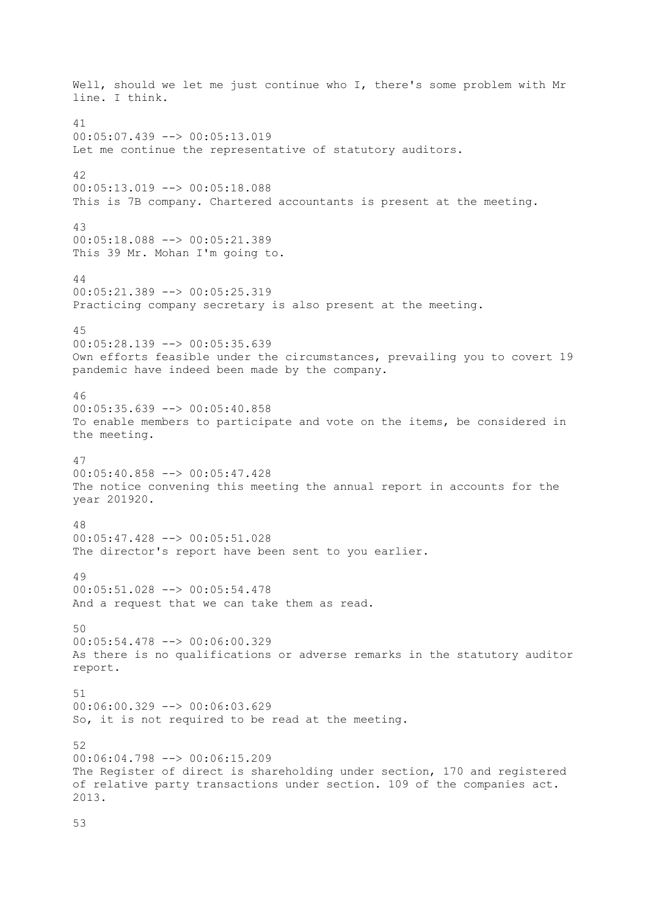Well, should we let me just continue who I, there's some problem with Mr line. I think.

41
00:05:07.439 --> 00:05:13.019
Let me continue the representative of statutory auditors.

42
00:05:13.019 --> 00:05:18.088
This is 7B company. Chartered accountants is present at the meeting.

43
00:05:18.088 --> 00:05:21.389
This 39 Mr. Mohan I'm going to.

44
00:05:21.389 --> 00:05:25.319
Practicing company secretary is also present at the meeting.

45
00:05:28.139 --> 00:05:35.639
Own efforts feasible under the circumstances, prevailing you to covert 19 pandemic have indeed been made by the company.

46
00:05:35.639 --> 00:05:40.858
To enable members to participate and vote on the items, be considered in the meeting.

47
00:05:40.858 --> 00:05:47.428
The notice convening this meeting the annual report in accounts for the year 201920.

48
00:05:47.428 --> 00:05:51.028
The director's report have been sent to you earlier.

49
00:05:51.028 --> 00:05:54.478
And a request that we can take them as read.

50
00:05:54.478 --> 00:06:00.329
As there is no qualifications or adverse remarks in the statutory auditor report.

51
00:06:00.329 --> 00:06:03.629
So, it is not required to be read at the meeting.

52
00:06:04.798 --> 00:06:15.209
The Register of direct is shareholding under section, 170 and registered of relative party transactions under section. 109 of the companies act. 2013.

53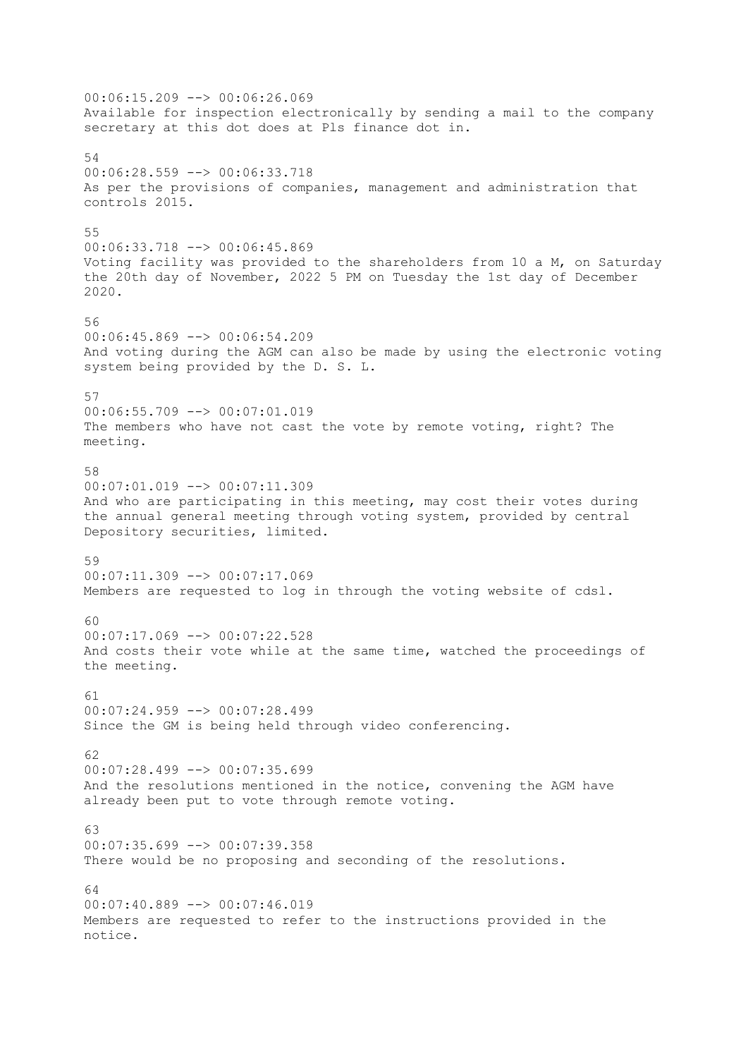00:06:15.209 --> 00:06:26.069
Available for inspection electronically by sending a mail to the company secretary at this dot does at Pls finance dot in.

54
00:06:28.559 --> 00:06:33.718
As per the provisions of companies, management and administration that controls 2015.

55
00:06:33.718 --> 00:06:45.869
Voting facility was provided to the shareholders from 10 a M, on Saturday the 20th day of November, 2022 5 PM on Tuesday the 1st day of December 2020.

56
00:06:45.869 --> 00:06:54.209
And voting during the AGM can also be made by using the electronic voting system being provided by the D. S. L.

57
00:06:55.709 --> 00:07:01.019
The members who have not cast the vote by remote voting, right? The meeting.

58
00:07:01.019 --> 00:07:11.309
And who are participating in this meeting, may cost their votes during the annual general meeting through voting system, provided by central Depository securities, limited.

59
00:07:11.309 --> 00:07:17.069
Members are requested to log in through the voting website of cdsl.

60
00:07:17.069 --> 00:07:22.528
And costs their vote while at the same time, watched the proceedings of the meeting.

61
00:07:24.959 --> 00:07:28.499
Since the GM is being held through video conferencing.

62
00:07:28.499 --> 00:07:35.699
And the resolutions mentioned in the notice, convening the AGM have already been put to vote through remote voting.

63
00:07:35.699 --> 00:07:39.358
There would be no proposing and seconding of the resolutions.

64
00:07:40.889 --> 00:07:46.019
Members are requested to refer to the instructions provided in the notice.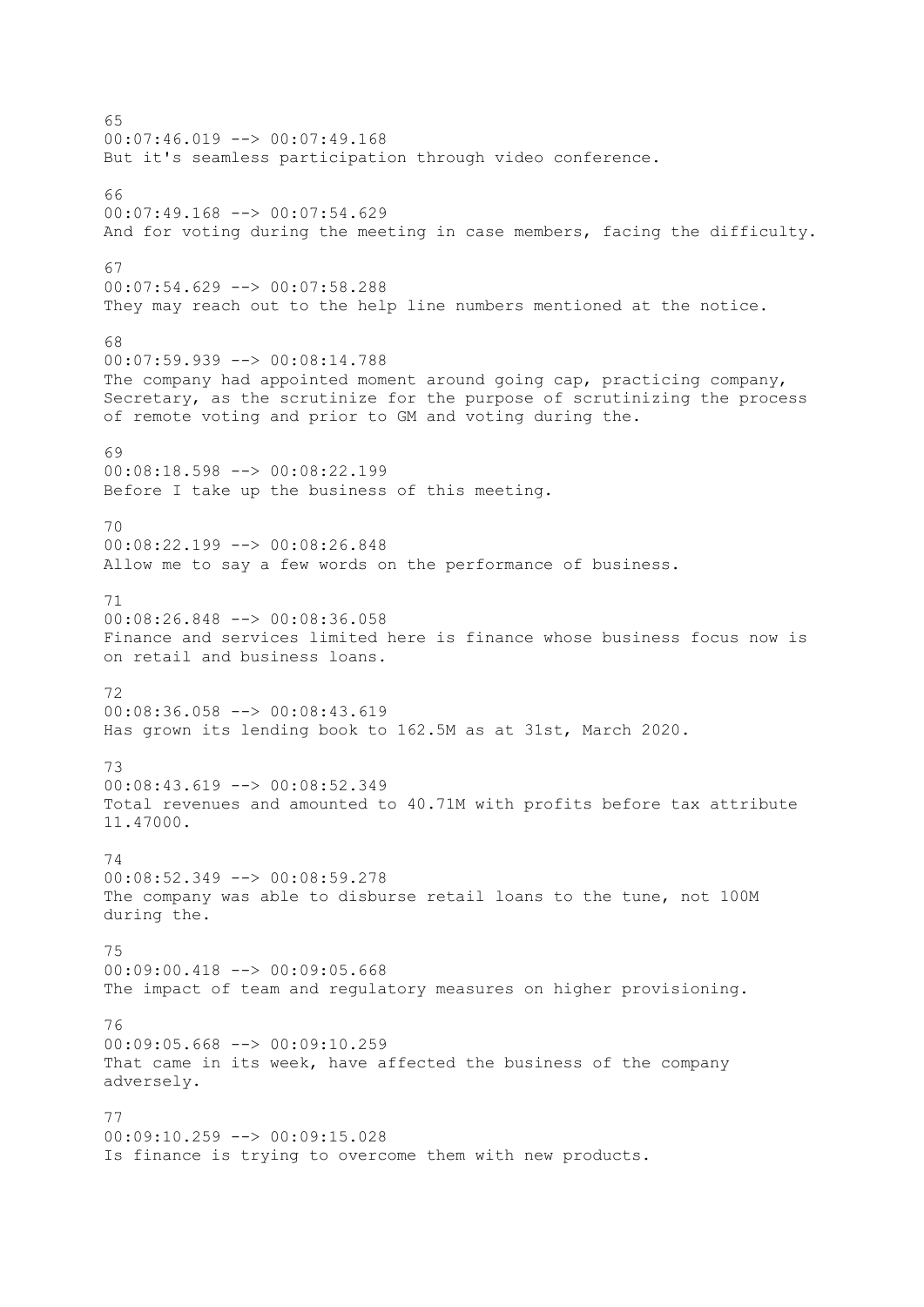65
00:07:46.019 --> 00:07:49.168
But it's seamless participation through video conference.

66
00:07:49.168 --> 00:07:54.629
And for voting during the meeting in case members, facing the difficulty.

67
00:07:54.629 --> 00:07:58.288
They may reach out to the help line numbers mentioned at the notice.

68
00:07:59.939 --> 00:08:14.788
The company had appointed moment around going cap, practicing company, Secretary, as the scrutinize for the purpose of scrutinizing the process of remote voting and prior to GM and voting during the.

69
00:08:18.598 --> 00:08:22.199
Before I take up the business of this meeting.

70
00:08:22.199 --> 00:08:26.848
Allow me to say a few words on the performance of business.

71
00:08:26.848 --> 00:08:36.058
Finance and services limited here is finance whose business focus now is on retail and business loans.

72
00:08:36.058 --> 00:08:43.619
Has grown its lending book to 162.5M as at 31st, March 2020.

73
00:08:43.619 --> 00:08:52.349
Total revenues and amounted to 40.71M with profits before tax attribute 11.47000.

74
00:08:52.349 --> 00:08:59.278
The company was able to disburse retail loans to the tune, not 100M during the.

75
00:09:00.418 --> 00:09:05.668
The impact of team and regulatory measures on higher provisioning.

76
00:09:05.668 --> 00:09:10.259
That came in its week, have affected the business of the company adversely.

77
00:09:10.259 --> 00:09:15.028
Is finance is trying to overcome them with new products.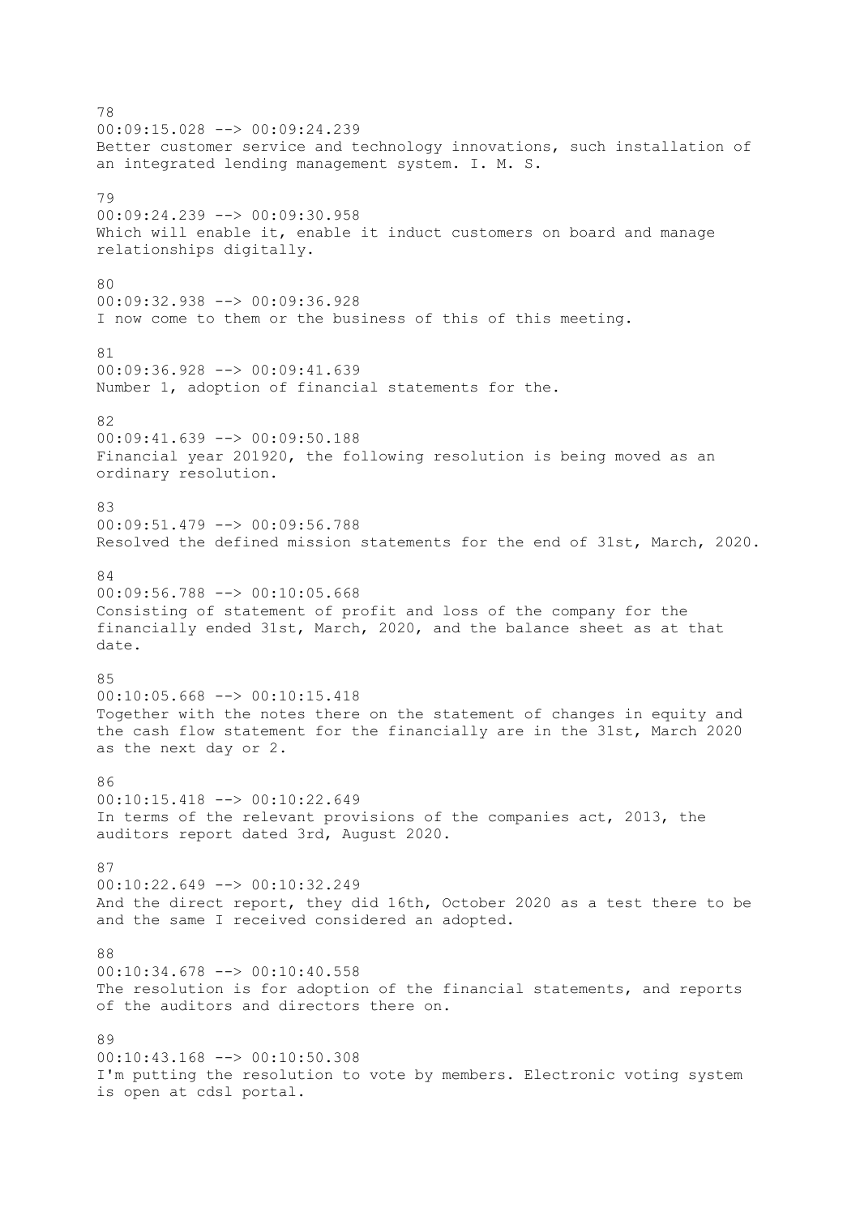78
00:09:15.028 --> 00:09:24.239
Better customer service and technology innovations, such installation of an integrated lending management system. I. M. S.

79
00:09:24.239 --> 00:09:30.958
Which will enable it, enable it induct customers on board and manage relationships digitally.

80
00:09:32.938 --> 00:09:36.928
I now come to them or the business of this of this meeting.

81
00:09:36.928 --> 00:09:41.639
Number 1, adoption of financial statements for the.

82
00:09:41.639 --> 00:09:50.188
Financial year 201920, the following resolution is being moved as an ordinary resolution.

83
00:09:51.479 --> 00:09:56.788
Resolved the defined mission statements for the end of 31st, March, 2020.

84
00:09:56.788 --> 00:10:05.668
Consisting of statement of profit and loss of the company for the financially ended 31st, March, 2020, and the balance sheet as at that date.

85
00:10:05.668 --> 00:10:15.418
Together with the notes there on the statement of changes in equity and the cash flow statement for the financially are in the 31st, March 2020 as the next day or 2.

86
00:10:15.418 --> 00:10:22.649
In terms of the relevant provisions of the companies act, 2013, the auditors report dated 3rd, August 2020.

87
00:10:22.649 --> 00:10:32.249
And the direct report, they did 16th, October 2020 as a test there to be and the same I received considered an adopted.

88
00:10:34.678 --> 00:10:40.558
The resolution is for adoption of the financial statements, and reports of the auditors and directors there on.

89
00:10:43.168 --> 00:10:50.308
I'm putting the resolution to vote by members. Electronic voting system is open at cdsl portal.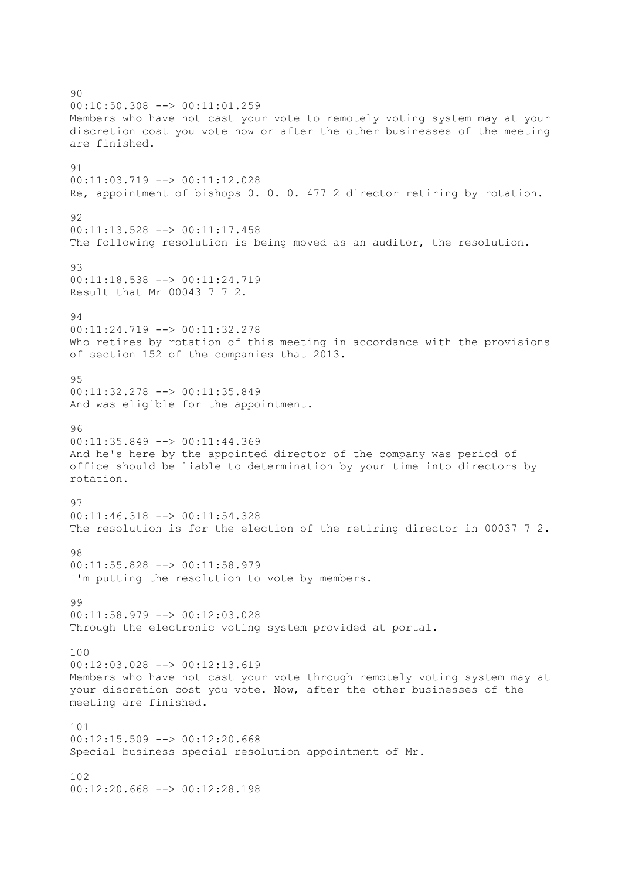90
00:10:50.308 --> 00:11:01.259
Members who have not cast your vote to remotely voting system may at your discretion cost you vote now or after the other businesses of the meeting are finished.

91
00:11:03.719 --> 00:11:12.028
Re, appointment of bishops 0. 0. 0. 477 2 director retiring by rotation.

92
00:11:13.528 --> 00:11:17.458
The following resolution is being moved as an auditor, the resolution.

93
00:11:18.538 --> 00:11:24.719
Result that Mr 00043 7 7 2.

94
00:11:24.719 --> 00:11:32.278
Who retires by rotation of this meeting in accordance with the provisions of section 152 of the companies that 2013.

95
00:11:32.278 --> 00:11:35.849
And was eligible for the appointment.

96
00:11:35.849 --> 00:11:44.369
And he's here by the appointed director of the company was period of office should be liable to determination by your time into directors by rotation.

97
00:11:46.318 --> 00:11:54.328
The resolution is for the election of the retiring director in 00037 7 2.

98
00:11:55.828 --> 00:11:58.979
I'm putting the resolution to vote by members.

99
00:11:58.979 --> 00:12:03.028
Through the electronic voting system provided at portal.

100
00:12:03.028 --> 00:12:13.619
Members who have not cast your vote through remotely voting system may at your discretion cost you vote. Now, after the other businesses of the meeting are finished.

101
00:12:15.509 --> 00:12:20.668
Special business special resolution appointment of Mr.

102
00:12:20.668 --> 00:12:28.198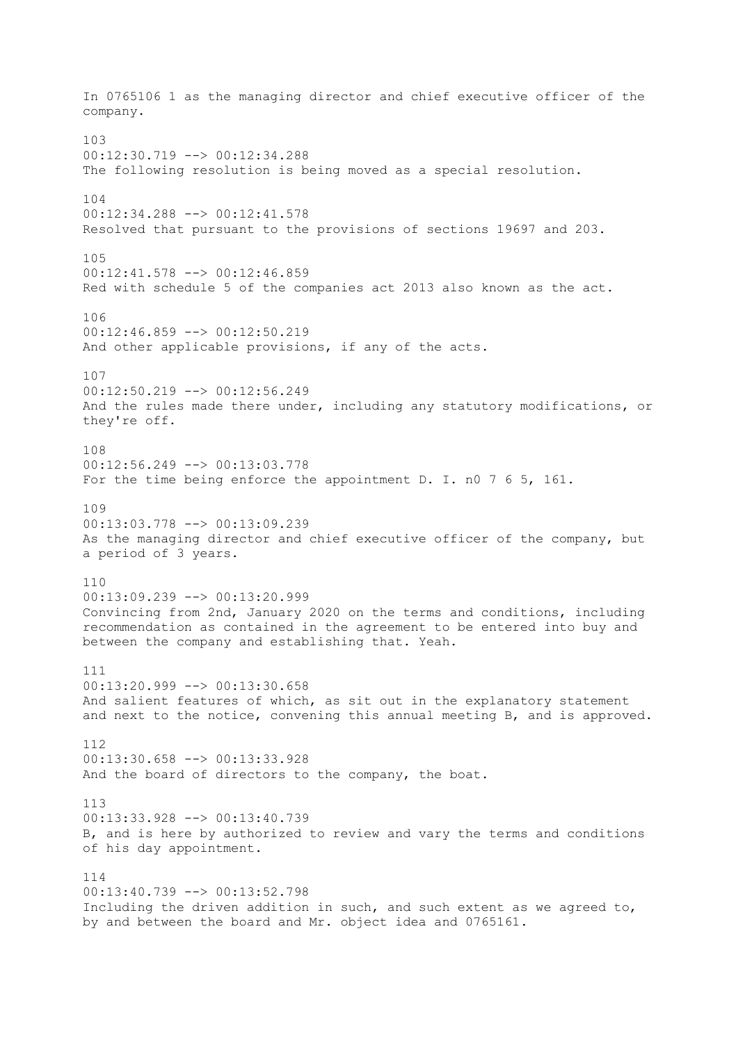In 0765106 1 as the managing director and chief executive officer of the company.

103
00:12:30.719 --> 00:12:34.288
The following resolution is being moved as a special resolution.

104
00:12:34.288 --> 00:12:41.578
Resolved that pursuant to the provisions of sections 19697 and 203.

105
00:12:41.578 --> 00:12:46.859
Red with schedule 5 of the companies act 2013 also known as the act.

106
00:12:46.859 --> 00:12:50.219
And other applicable provisions, if any of the acts.

107
00:12:50.219 --> 00:12:56.249
And the rules made there under, including any statutory modifications, or they're off.

108
00:12:56.249 --> 00:13:03.778
For the time being enforce the appointment D. I. n0 7 6 5, 161.

109
00:13:03.778 --> 00:13:09.239
As the managing director and chief executive officer of the company, but a period of 3 years.

110
00:13:09.239 --> 00:13:20.999
Convincing from 2nd, January 2020 on the terms and conditions, including recommendation as contained in the agreement to be entered into buy and between the company and establishing that. Yeah.

111
00:13:20.999 --> 00:13:30.658
And salient features of which, as sit out in the explanatory statement and next to the notice, convening this annual meeting B, and is approved.

112
00:13:30.658 --> 00:13:33.928
And the board of directors to the company, the boat.

113
00:13:33.928 --> 00:13:40.739
B, and is here by authorized to review and vary the terms and conditions of his day appointment.

114
00:13:40.739 --> 00:13:52.798
Including the driven addition in such, and such extent as we agreed to, by and between the board and Mr. object idea and 0765161.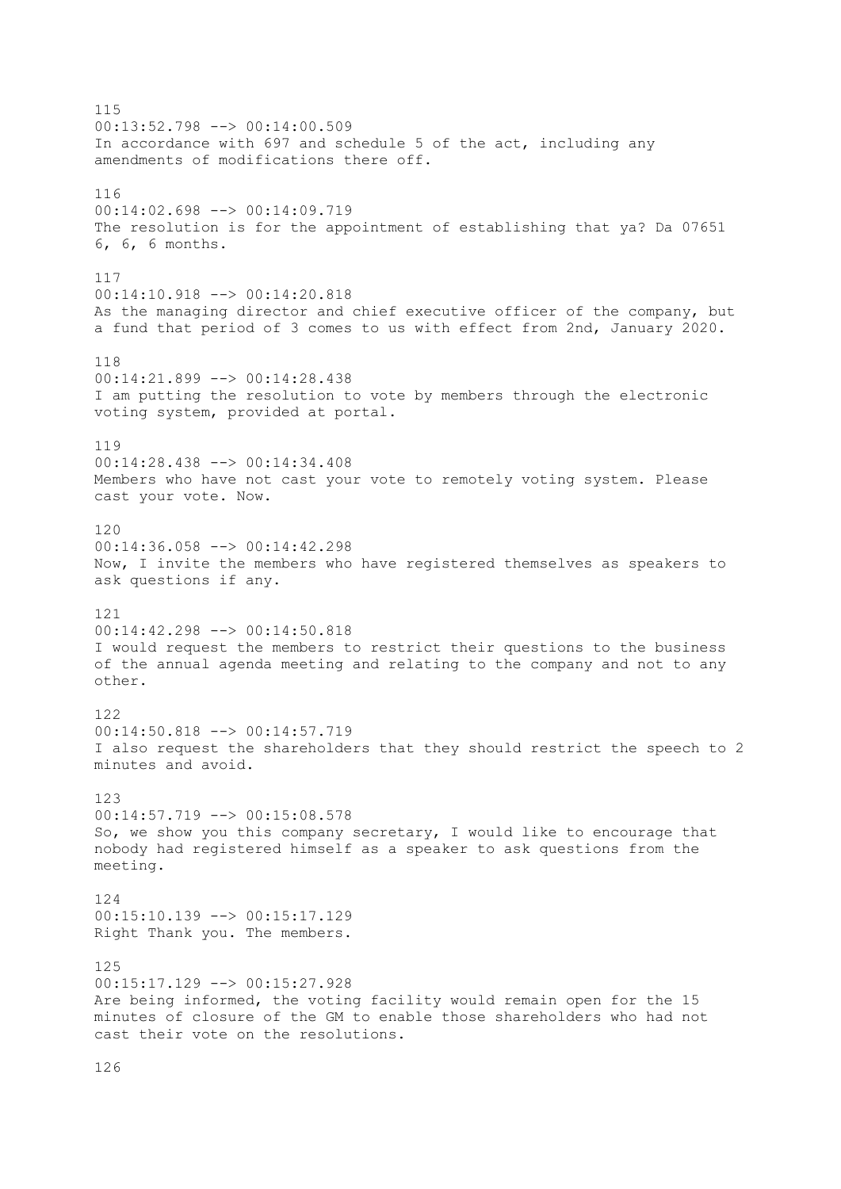115
00:13:52.798 --> 00:14:00.509
In accordance with 697 and schedule 5 of the act, including any amendments of modifications there off.

116
00:14:02.698 --> 00:14:09.719
The resolution is for the appointment of establishing that ya? Da 07651 6, 6, 6 months.

117
00:14:10.918 --> 00:14:20.818
As the managing director and chief executive officer of the company, but a fund that period of 3 comes to us with effect from 2nd, January 2020.

118
00:14:21.899 --> 00:14:28.438
I am putting the resolution to vote by members through the electronic voting system, provided at portal.

119
00:14:28.438 --> 00:14:34.408
Members who have not cast your vote to remotely voting system. Please cast your vote. Now.

120
00:14:36.058 --> 00:14:42.298
Now, I invite the members who have registered themselves as speakers to ask questions if any.

121
00:14:42.298 --> 00:14:50.818
I would request the members to restrict their questions to the business of the annual agenda meeting and relating to the company and not to any other.

122
00:14:50.818 --> 00:14:57.719
I also request the shareholders that they should restrict the speech to 2 minutes and avoid.

123
00:14:57.719 --> 00:15:08.578
So, we show you this company secretary, I would like to encourage that nobody had registered himself as a speaker to ask questions from the meeting.

124
00:15:10.139 --> 00:15:17.129
Right Thank you. The members.

125
00:15:17.129 --> 00:15:27.928
Are being informed, the voting facility would remain open for the 15 minutes of closure of the GM to enable those shareholders who had not cast their vote on the resolutions.

126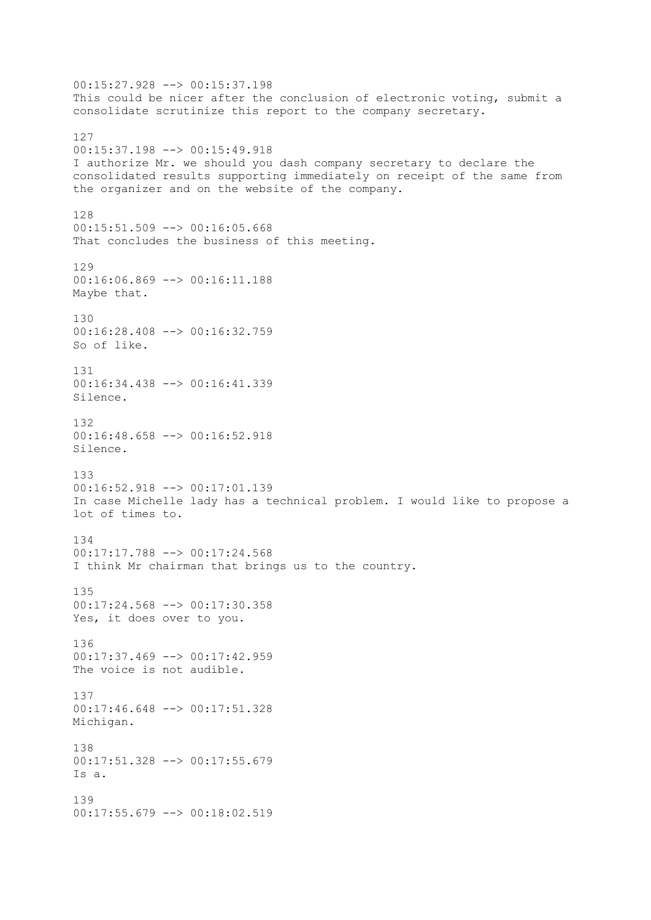00:15:27.928 --> 00:15:37.198
This could be nicer after the conclusion of electronic voting, submit a consolidate scrutinize this report to the company secretary.

127
00:15:37.198 --> 00:15:49.918
I authorize Mr. we should you dash company secretary to declare the consolidated results supporting immediately on receipt of the same from the organizer and on the website of the company.

128
00:15:51.509 --> 00:16:05.668
That concludes the business of this meeting.

129
00:16:06.869 --> 00:16:11.188
Maybe that.

130
00:16:28.408 --> 00:16:32.759
So of like.

131
00:16:34.438 --> 00:16:41.339
Silence.

132
00:16:48.658 --> 00:16:52.918
Silence.

133
00:16:52.918 --> 00:17:01.139
In case Michelle lady has a technical problem. I would like to propose a lot of times to.

134
00:17:17.788 --> 00:17:24.568
I think Mr chairman that brings us to the country.

135
00:17:24.568 --> 00:17:30.358
Yes, it does over to you.

136
00:17:37.469 --> 00:17:42.959
The voice is not audible.

137
00:17:46.648 --> 00:17:51.328
Michigan.

138
00:17:51.328 --> 00:17:55.679
Is a.

139
00:17:55.679 --> 00:18:02.519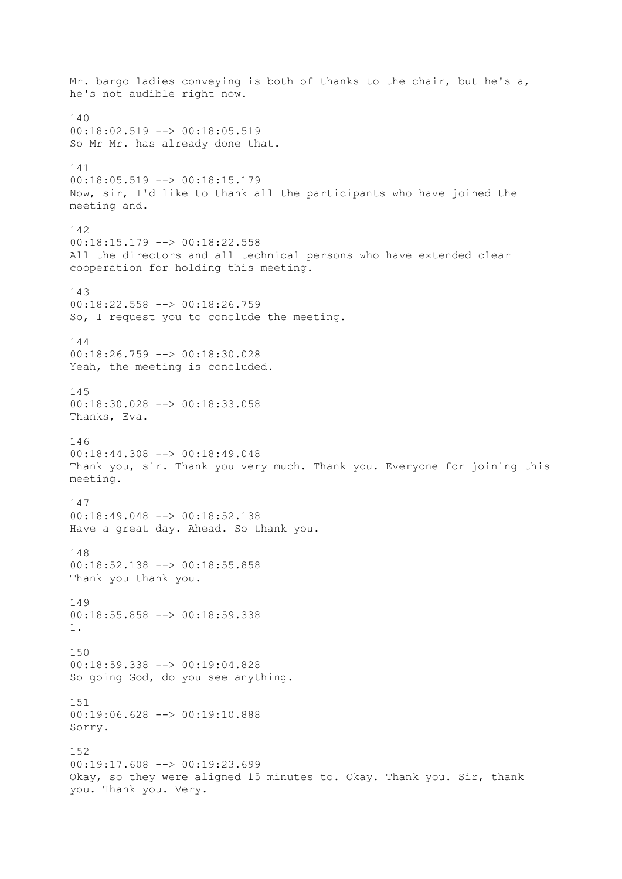Mr. bargo ladies conveying is both of thanks to the chair, but he's a, he's not audible right now.

140
00:18:02.519 --> 00:18:05.519
So Mr Mr. has already done that.

141
00:18:05.519 --> 00:18:15.179
Now, sir, I'd like to thank all the participants who have joined the meeting and.

142
00:18:15.179 --> 00:18:22.558
All the directors and all technical persons who have extended clear cooperation for holding this meeting.

143
00:18:22.558 --> 00:18:26.759
So, I request you to conclude the meeting.

144
00:18:26.759 --> 00:18:30.028
Yeah, the meeting is concluded.

145
00:18:30.028 --> 00:18:33.058
Thanks, Eva.

146
00:18:44.308 --> 00:18:49.048
Thank you, sir. Thank you very much. Thank you. Everyone for joining this meeting.

147
00:18:49.048 --> 00:18:52.138
Have a great day. Ahead. So thank you.

148
00:18:52.138 --> 00:18:55.858
Thank you thank you.

149
00:18:55.858 --> 00:18:59.338
1.

150
00:18:59.338 --> 00:19:04.828
So going God, do you see anything.

151
00:19:06.628 --> 00:19:10.888
Sorry.

152
00:19:17.608 --> 00:19:23.699
Okay, so they were aligned 15 minutes to. Okay. Thank you. Sir, thank you. Thank you. Very.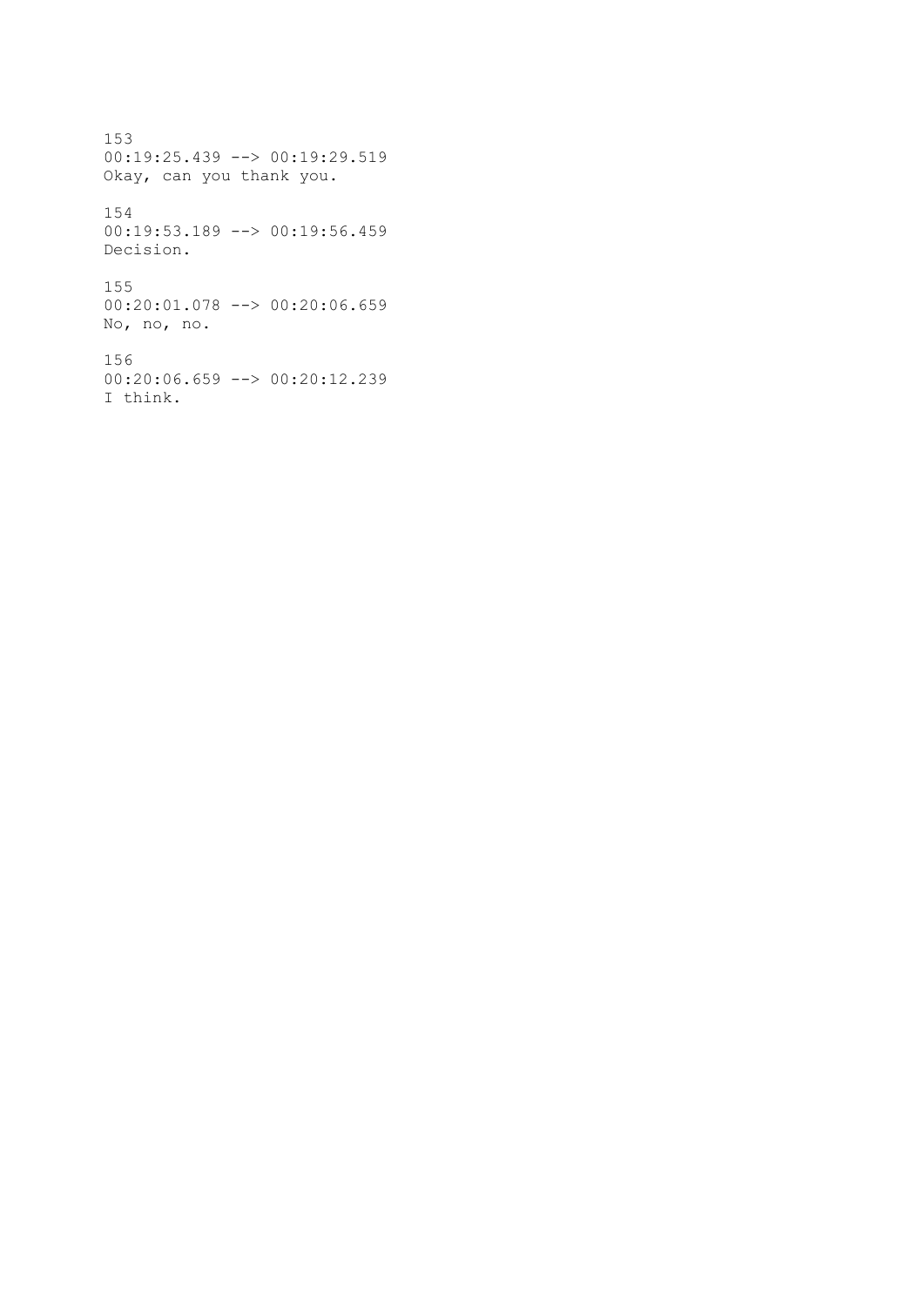153
00:19:25.439 --> 00:19:29.519
Okay, can you thank you.

154
00:19:53.189 --> 00:19:56.459
Decision.

155
00:20:01.078 --> 00:20:06.659
No, no, no.

156
00:20:06.659 --> 00:20:12.239
I think.